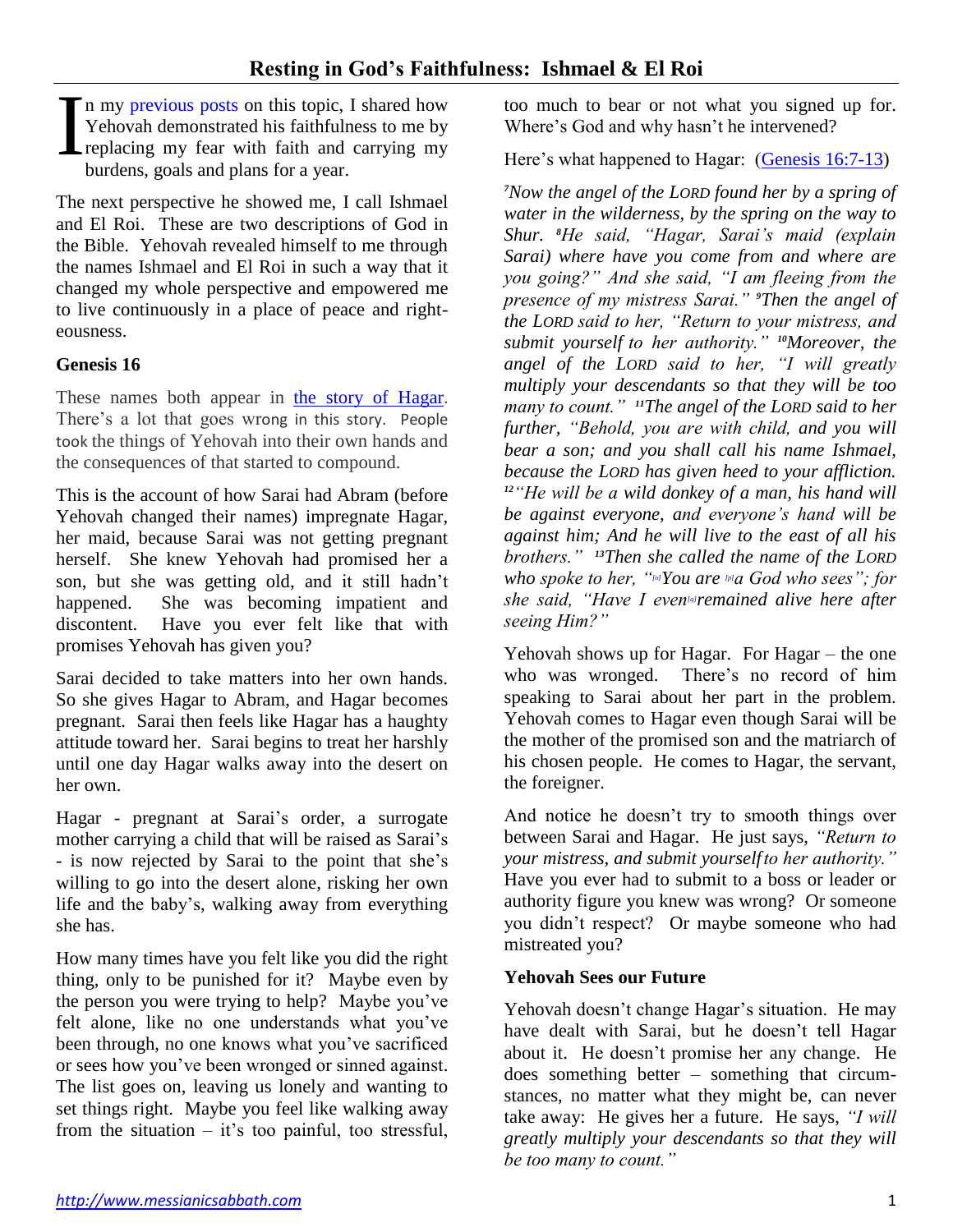# Resting in God's Faithfulness: Ishmael & El Roi

In my previous posts on this topic, I shared how Yehovah demonstrated his faithfulness to me by replacing my fear with faith and carrying my burdens, goals and plans for a year.

The next perspective he showed me, I call Ishmael and El Roi. These are two descriptions of God in the Bible. Yehovah revealed himself to me through the names Ishmael and El Roi in such a way that it changed my whole perspective and empowered me to live continuously in a place of peace and righteousness.

### Genesis 16

These names both appear in the story of Hagar. There's a lot that goes wrong in this story. People took the things of Yehovah into their own hands and the consequences of that started to compound.

This is the account of how Sarai had Abram (before Yehovah changed their names) impregnate Hagar, her maid, because Sarai was not getting pregnant herself. She knew Yehovah had promised her a son, but she was getting old, and it still hadn't happened. She was becoming impatient and discontent. Have you ever felt like that with promises Yehovah has given you?

Sarai decided to take matters into her own hands. So she gives Hagar to Abram, and Hagar becomes pregnant. Sarai then feels like Hagar has a haughty attitude toward her. Sarai begins to treat her harshly until one day Hagar walks away into the desert on her own.

Hagar - pregnant at Sarai's order, a surrogate mother carrying a child that will be raised as Sarai's - is now rejected by Sarai to the point that she's willing to go into the desert alone, risking her own life and the baby's, walking away from everything she has.

How many times have you felt like you did the right thing, only to be punished for it? Maybe even by the person you were trying to help? Maybe you've felt alone, like no one understands what you've been through, no one knows what you've sacrificed or sees how you've been wronged or sinned against. The list goes on, leaving us lonely and wanting to set things right. Maybe you feel like walking away from the situation – it's too painful, too stressful, too much to bear or not what you signed up for. Where's God and why hasn't he intervened?

Here's what happened to Hagar: (Genesis 16:7-13)

*[7]Now the angel of the LORD found her by a spring of water in the wilderness, by the spring on the way to Shur. [8]He said, "Hagar, Sarai's maid (explain Sarai) where have you come from and where are you going?" And she said, "I am fleeing from the presence of my mistress Sarai." [9]Then the angel of the LORD said to her, "Return to your mistress, and submit yourself to her authority." [10]Moreover, the angel of the LORD said to her, "I will greatly multiply your descendants so that they will be too many to count." [11]The angel of the LORD said to her further, "Behold, you are with child, and you will bear a son; and you shall call his name Ishmael, because the LORD has given heed to your affliction. [12]"He will be a wild donkey of a man, his hand will be against everyone, and everyone's hand will be against him; And he will live to the east of all his brothers." [13]Then she called the name of the LORD who spoke to her, "[o]You are [p]a God who sees"; for she said, "Have I even[q]remained alive here after seeing Him?"*

Yehovah shows up for Hagar. For Hagar – the one who was wronged. There's no record of him speaking to Sarai about her part in the problem. Yehovah comes to Hagar even though Sarai will be the mother of the promised son and the matriarch of his chosen people. He comes to Hagar, the servant, the foreigner.

And notice he doesn't try to smooth things over between Sarai and Hagar. He just says, *"Return to your mistress, and submit yourself to her authority."* Have you ever had to submit to a boss or leader or authority figure you knew was wrong? Or someone you didn't respect? Or maybe someone who had mistreated you?

### Yehovah Sees our Future

Yehovah doesn't change Hagar's situation. He may have dealt with Sarai, but he doesn't tell Hagar about it. He doesn't promise her any change. He does something better – something that circumstances, no matter what they might be, can never take away: He gives her a future. He says, *"I will greatly multiply your descendants so that they will be too many to count."*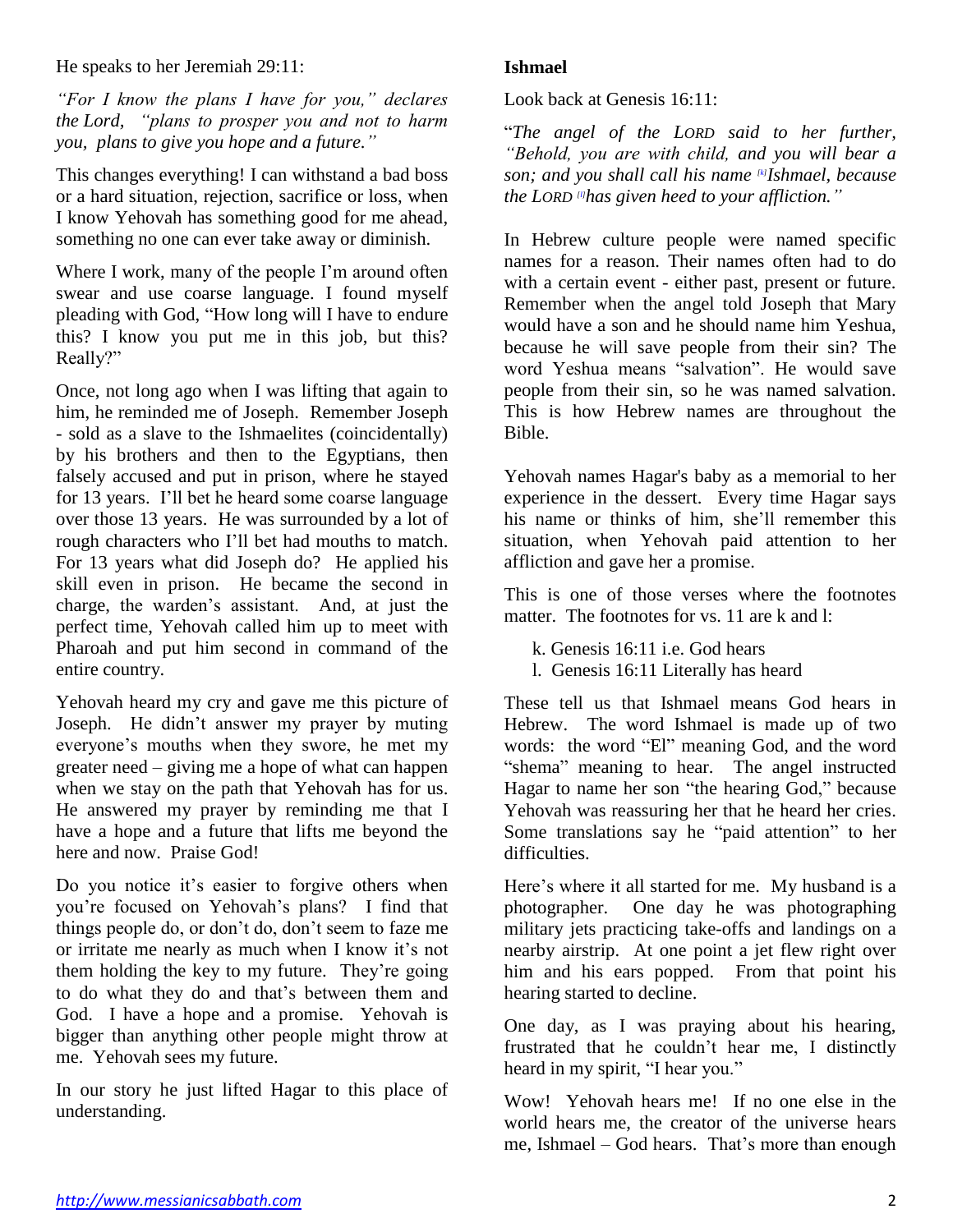He speaks to her Jeremiah 29:11:

*"For I know the plans I have for you," declares the Lord, "plans to prosper you and not to harm you, plans to give you hope and a future."*

This changes everything! I can withstand a bad boss or a hard situation, rejection, sacrifice or loss, when I know Yehovah has something good for me ahead, something no one can ever take away or diminish.

Where I work, many of the people I'm around often swear and use coarse language. I found myself pleading with God, "How long will I have to endure this? I know you put me in this job, but this? Really?"

Once, not long ago when I was lifting that again to him, he reminded me of Joseph. Remember Joseph - sold as a slave to the Ishmaelites (coincidentally) by his brothers and then to the Egyptians, then falsely accused and put in prison, where he stayed for 13 years. I'll bet he heard some coarse language over those 13 years. He was surrounded by a lot of rough characters who I'll bet had mouths to match. For 13 years what did Joseph do? He applied his skill even in prison. He became the second in charge, the warden's assistant. And, at just the perfect time, Yehovah called him up to meet with Pharoah and put him second in command of the entire country.

Yehovah heard my cry and gave me this picture of Joseph. He didn't answer my prayer by muting everyone's mouths when they swore, he met my greater need – giving me a hope of what can happen when we stay on the path that Yehovah has for us. He answered my prayer by reminding me that I have a hope and a future that lifts me beyond the here and now. Praise God!

Do you notice it's easier to forgive others when you're focused on Yehovah's plans? I find that things people do, or don't do, don't seem to faze me or irritate me nearly as much when I know it's not them holding the key to my future. They're going to do what they do and that's between them and God. I have a hope and a promise. Yehovah is bigger than anything other people might throw at me. Yehovah sees my future.

In our story he just lifted Hagar to this place of understanding.

**Ishmael**

Look back at Genesis 16:11:

"*The angel of the LORD said to her further, "Behold, you are with child, and you will bear a son; and you shall call his name [k]Ishmael, because the LORD [l]has given heed to your affliction."*

In Hebrew culture people were named specific names for a reason. Their names often had to do with a certain event - either past, present or future. Remember when the angel told Joseph that Mary would have a son and he should name him Yeshua, because he will save people from their sin? The word Yeshua means "salvation". He would save people from their sin, so he was named salvation. This is how Hebrew names are throughout the Bible.

Yehovah names Hagar's baby as a memorial to her experience in the dessert. Every time Hagar says his name or thinks of him, she'll remember this situation, when Yehovah paid attention to her affliction and gave her a promise.

This is one of those verses where the footnotes matter. The footnotes for vs. 11 are k and l:

k. Genesis 16:11 i.e. God hears
l. Genesis 16:11 Literally has heard

These tell us that Ishmael means God hears in Hebrew. The word Ishmael is made up of two words: the word "El" meaning God, and the word "shema" meaning to hear. The angel instructed Hagar to name her son "the hearing God," because Yehovah was reassuring her that he heard her cries. Some translations say he "paid attention" to her difficulties.

Here's where it all started for me. My husband is a photographer. One day he was photographing military jets practicing take-offs and landings on a nearby airstrip. At one point a jet flew right over him and his ears popped. From that point his hearing started to decline.

One day, as I was praying about his hearing, frustrated that he couldn't hear me, I distinctly heard in my spirit, "I hear you."

Wow! Yehovah hears me! If no one else in the world hears me, the creator of the universe hears me, Ishmael – God hears. That's more than enough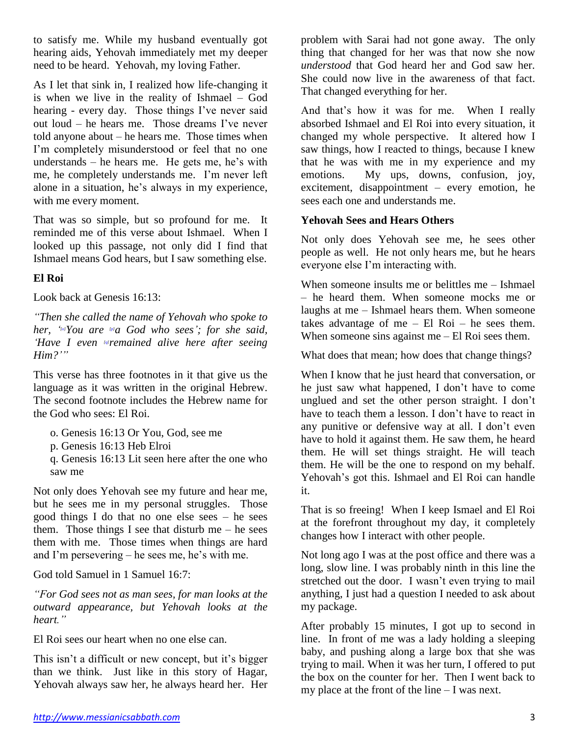to satisfy me. While my husband eventually got hearing aids, Yehovah immediately met my deeper need to be heard. Yehovah, my loving Father.

As I let that sink in, I realized how life-changing it is when we live in the reality of Ishmael – God hearing - every day. Those things I've never said out loud – he hears me. Those dreams I've never told anyone about – he hears me. Those times when I'm completely misunderstood or feel that no one understands – he hears me. He gets me, he's with me, he completely understands me. I'm never left alone in a situation, he's always in my experience, with me every moment.

That was so simple, but so profound for me. It reminded me of this verse about Ishmael. When I looked up this passage, not only did I find that Ishmael means God hears, but I saw something else.

**El Roi**

Look back at Genesis 16:13:

*"Then she called the name of Yehovah who spoke to her, '[o]You are [p]a God who sees'; for she said, 'Have I even [q]remained alive here after seeing Him?'"*

This verse has three footnotes in it that give us the language as it was written in the original Hebrew. The second footnote includes the Hebrew name for the God who sees: El Roi.

o. Genesis 16:13 Or You, God, see me
p. Genesis 16:13 Heb Elroi
q. Genesis 16:13 Lit seen here after the one who saw me

Not only does Yehovah see my future and hear me, but he sees me in my personal struggles. Those good things I do that no one else sees – he sees them. Those things I see that disturb me – he sees them with me. Those times when things are hard and I'm persevering – he sees me, he's with me.

God told Samuel in 1 Samuel 16:7:

*"For God sees not as man sees, for man looks at the outward appearance, but Yehovah looks at the heart."*

El Roi sees our heart when no one else can.

This isn't a difficult or new concept, but it's bigger than we think. Just like in this story of Hagar, Yehovah always saw her, he always heard her. Her problem with Sarai had not gone away. The only thing that changed for her was that now she now *understood* that God heard her and God saw her. She could now live in the awareness of that fact. That changed everything for her.

And that's how it was for me. When I really absorbed Ishmael and El Roi into every situation, it changed my whole perspective. It altered how I saw things, how I reacted to things, because I knew that he was with me in my experience and my emotions. My ups, downs, confusion, joy, excitement, disappointment – every emotion, he sees each one and understands me.

**Yehovah Sees and Hears Others**

Not only does Yehovah see me, he sees other people as well. He not only hears me, but he hears everyone else I'm interacting with.

When someone insults me or belittles me – Ishmael – he heard them. When someone mocks me or laughs at me – Ishmael hears them. When someone takes advantage of me – El Roi – he sees them. When someone sins against me – El Roi sees them.

What does that mean; how does that change things?

When I know that he just heard that conversation, or he just saw what happened, I don't have to come unglued and set the other person straight. I don't have to teach them a lesson. I don't have to react in any punitive or defensive way at all. I don't even have to hold it against them. He saw them, he heard them. He will set things straight. He will teach them. He will be the one to respond on my behalf. Yehovah's got this. Ishmael and El Roi can handle it.

That is so freeing! When I keep Ismael and El Roi at the forefront throughout my day, it completely changes how I interact with other people.

Not long ago I was at the post office and there was a long, slow line. I was probably ninth in this line the stretched out the door. I wasn't even trying to mail anything, I just had a question I needed to ask about my package.

After probably 15 minutes, I got up to second in line. In front of me was a lady holding a sleeping baby, and pushing along a large box that she was trying to mail. When it was her turn, I offered to put the box on the counter for her. Then I went back to my place at the front of the line – I was next.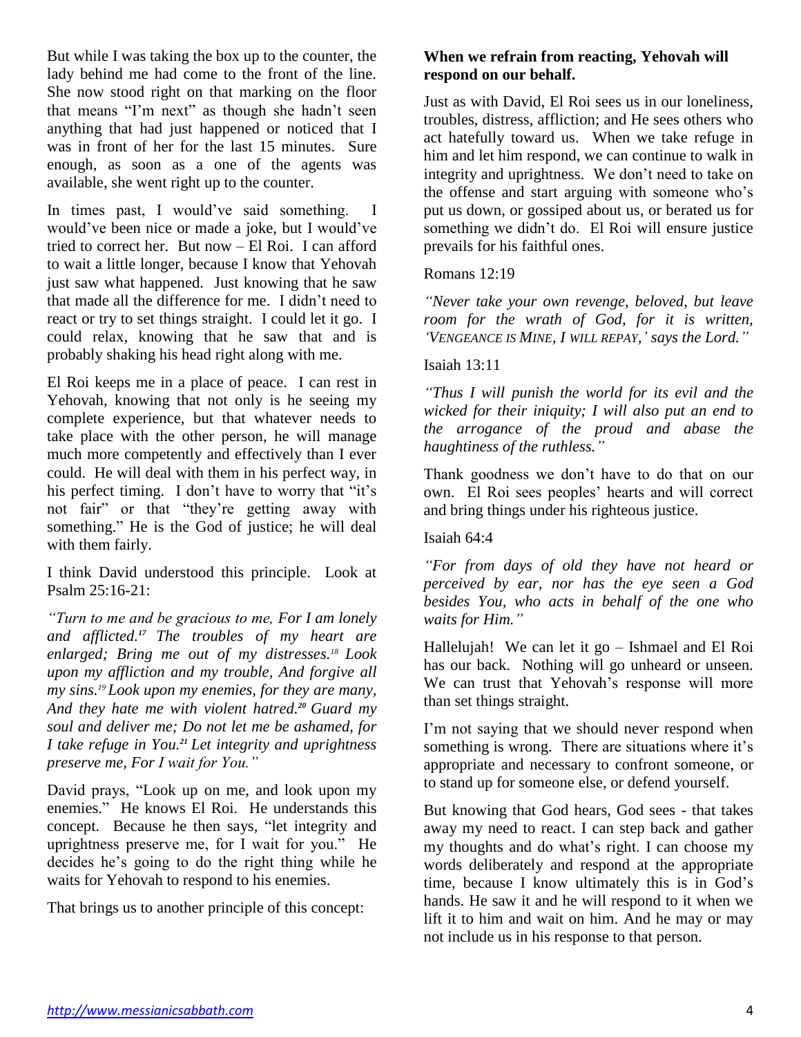But while I was taking the box up to the counter, the lady behind me had come to the front of the line. She now stood right on that marking on the floor that means "I'm next" as though she hadn't seen anything that had just happened or noticed that I was in front of her for the last 15 minutes. Sure enough, as soon as a one of the agents was available, she went right up to the counter.

In times past, I would've said something. I would've been nice or made a joke, but I would've tried to correct her. But now – El Roi. I can afford to wait a little longer, because I know that Yehovah just saw what happened. Just knowing that he saw that made all the difference for me. I didn't need to react or try to set things straight. I could let it go. I could relax, knowing that he saw that and is probably shaking his head right along with me.

El Roi keeps me in a place of peace. I can rest in Yehovah, knowing that not only is he seeing my complete experience, but that whatever needs to take place with the other person, he will manage much more competently and effectively than I ever could. He will deal with them in his perfect way, in his perfect timing. I don't have to worry that "it's not fair" or that "they're getting away with something." He is the God of justice; he will deal with them fairly.

I think David understood this principle. Look at Psalm 25:16-21:

*"Turn to me and be gracious to me, For I am lonely and afflicted.[17] The troubles of my heart are enlarged; Bring me out of my distresses.[18] Look upon my affliction and my trouble, And forgive all my sins.[19] Look upon my enemies, for they are many, And they hate me with violent hatred.[20] Guard my soul and deliver me; Do not let me be ashamed, for I take refuge in You.[21] Let integrity and uprightness preserve me, For I wait for You."*

David prays, "Look up on me, and look upon my enemies." He knows El Roi. He understands this concept. Because he then says, "let integrity and uprightness preserve me, for I wait for you." He decides he's going to do the right thing while he waits for Yehovah to respond to his enemies.

That brings us to another principle of this concept:

**When we refrain from reacting, Yehovah will respond on our behalf.**

Just as with David, El Roi sees us in our loneliness, troubles, distress, affliction; and He sees others who act hatefully toward us. When we take refuge in him and let him respond, we can continue to walk in integrity and uprightness. We don't need to take on the offense and start arguing with someone who's put us down, or gossiped about us, or berated us for something we didn't do. El Roi will ensure justice prevails for his faithful ones.

Romans 12:19

*"Never take your own revenge, beloved, but leave room for the wrath of God, for it is written, 'VENGEANCE IS MINE, I WILL REPAY,' says the Lord."*

Isaiah 13:11

*"Thus I will punish the world for its evil and the wicked for their iniquity; I will also put an end to the arrogance of the proud and abase the haughtiness of the ruthless."*

Thank goodness we don't have to do that on our own. El Roi sees peoples' hearts and will correct and bring things under his righteous justice.

Isaiah 64:4

*"For from days of old they have not heard or perceived by ear, nor has the eye seen a God besides You, who acts in behalf of the one who waits for Him."*

Hallelujah! We can let it go – Ishmael and El Roi has our back. Nothing will go unheard or unseen. We can trust that Yehovah's response will more than set things straight.

I'm not saying that we should never respond when something is wrong. There are situations where it's appropriate and necessary to confront someone, or to stand up for someone else, or defend yourself.

But knowing that God hears, God sees - that takes away my need to react. I can step back and gather my thoughts and do what's right. I can choose my words deliberately and respond at the appropriate time, because I know ultimately this is in God's hands. He saw it and he will respond to it when we lift it to him and wait on him. And he may or may not include us in his response to that person.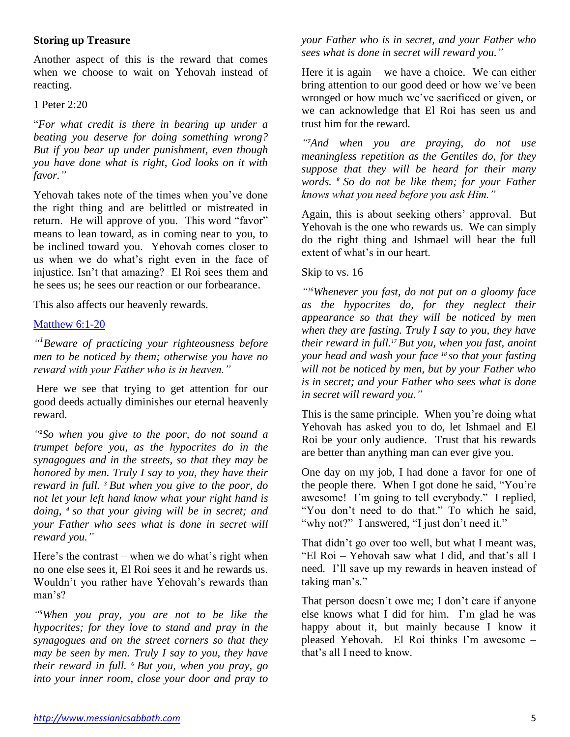**Storing up Treasure**

Another aspect of this is the reward that comes when we choose to wait on Yehovah instead of reacting.

1 Peter 2:20

"*For what credit is there in bearing up under a beating you deserve for doing something wrong? But if you bear up under punishment, even though you have done what is right, God looks on it with favor."*

Yehovah takes note of the times when you've done the right thing and are belittled or mistreated in return. He will approve of you. This word "favor" means to lean toward, as in coming near to you, to be inclined toward you. Yehovah comes closer to us when we do what's right even in the face of injustice. Isn't that amazing? El Roi sees them and he sees us; he sees our reaction or our forbearance.

This also affects our heavenly rewards.

Matthew 6:1-20

*"[1]Beware of practicing your righteousness before men to be noticed by them; otherwise you have no reward with your Father who is in heaven."*

Here we see that trying to get attention for our good deeds actually diminishes our eternal heavenly reward.

*"[2]So when you give to the poor, do not sound a trumpet before you, as the hypocrites do in the synagogues and in the streets, so that they may be honored by men. Truly I say to you, they have their reward in full. [3] But when you give to the poor, do not let your left hand know what your right hand is doing, [4] so that your giving will be in secret; and your Father who sees what is done in secret will reward you."*

Here's the contrast – when we do what's right when no one else sees it, El Roi sees it and he rewards us. Wouldn't you rather have Yehovah's rewards than man's?

*"[5]When you pray, you are not to be like the hypocrites; for they love to stand and pray in the synagogues and on the street corners so that they may be seen by men. Truly I say to you, they have their reward in full. [6] But you, when you pray, go into your inner room, close your door and pray to your Father who is in secret, and your Father who sees what is done in secret will reward you."*

Here it is again – we have a choice. We can either bring attention to our good deed or how we've been wronged or how much we've sacrificed or given, or we can acknowledge that El Roi has seen us and trust him for the reward.

*"[7]And when you are praying, do not use meaningless repetition as the Gentiles do, for they suppose that they will be heard for their many words. [8] So do not be like them; for your Father knows what you need before you ask Him."*

Again, this is about seeking others' approval. But Yehovah is the one who rewards us. We can simply do the right thing and Ishmael will hear the full extent of what's in our heart.

Skip to vs. 16

*"[16]Whenever you fast, do not put on a gloomy face as the hypocrites do, for they neglect their appearance so that they will be noticed by men when they are fasting. Truly I say to you, they have their reward in full.[17] But you, when you fast, anoint your head and wash your face [18] so that your fasting will not be noticed by men, but by your Father who is in secret; and your Father who sees what is done in secret will reward you."*

This is the same principle. When you're doing what Yehovah has asked you to do, let Ishmael and El Roi be your only audience. Trust that his rewards are better than anything man can ever give you.

One day on my job, I had done a favor for one of the people there. When I got done he said, "You're awesome! I'm going to tell everybody." I replied, "You don't need to do that." To which he said, "why not?" I answered, "I just don't need it."

That didn't go over too well, but what I meant was, "El Roi – Yehovah saw what I did, and that's all I need. I'll save up my rewards in heaven instead of taking man's."

That person doesn't owe me; I don't care if anyone else knows what I did for him. I'm glad he was happy about it, but mainly because I know it pleased Yehovah. El Roi thinks I'm awesome – that's all I need to know.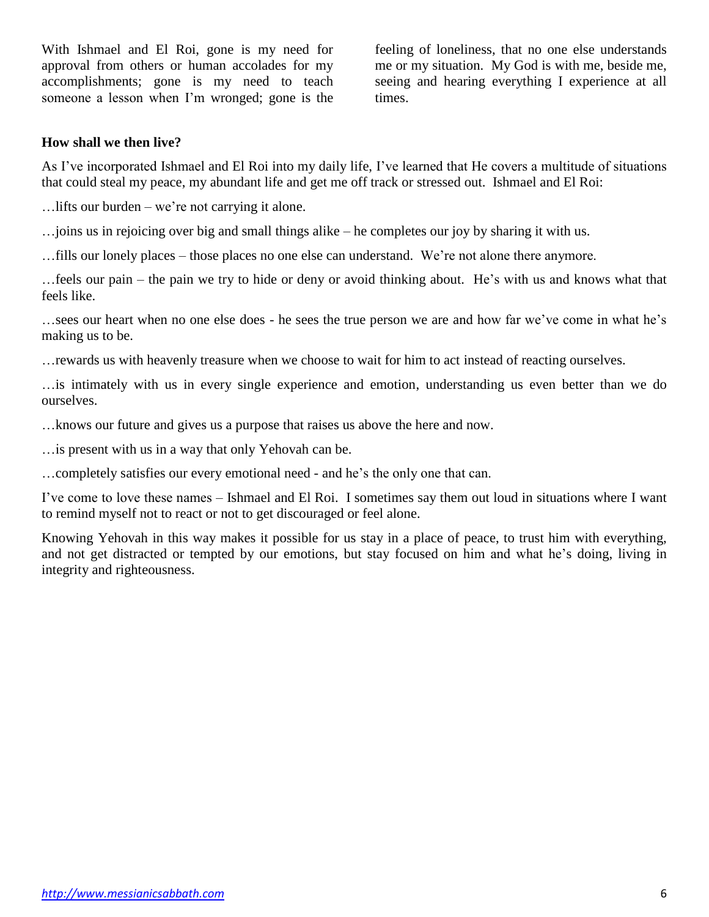With Ishmael and El Roi, gone is my need for approval from others or human accolades for my accomplishments; gone is my need to teach someone a lesson when I'm wronged; gone is the feeling of loneliness, that no one else understands me or my situation. My God is with me, beside me, seeing and hearing everything I experience at all times.

**How shall we then live?**

As I've incorporated Ishmael and El Roi into my daily life, I've learned that He covers a multitude of situations that could steal my peace, my abundant life and get me off track or stressed out. Ishmael and El Roi:

…lifts our burden – we're not carrying it alone.

…joins us in rejoicing over big and small things alike – he completes our joy by sharing it with us.

…fills our lonely places – those places no one else can understand. We're not alone there anymore.

…feels our pain – the pain we try to hide or deny or avoid thinking about. He's with us and knows what that feels like.

…sees our heart when no one else does - he sees the true person we are and how far we've come in what he's making us to be.

…rewards us with heavenly treasure when we choose to wait for him to act instead of reacting ourselves.

…is intimately with us in every single experience and emotion, understanding us even better than we do ourselves.

…knows our future and gives us a purpose that raises us above the here and now.

…is present with us in a way that only Yehovah can be.

…completely satisfies our every emotional need - and he's the only one that can.

I've come to love these names – Ishmael and El Roi. I sometimes say them out loud in situations where I want to remind myself not to react or not to get discouraged or feel alone.

Knowing Yehovah in this way makes it possible for us stay in a place of peace, to trust him with everything, and not get distracted or tempted by our emotions, but stay focused on him and what he's doing, living in integrity and righteousness.